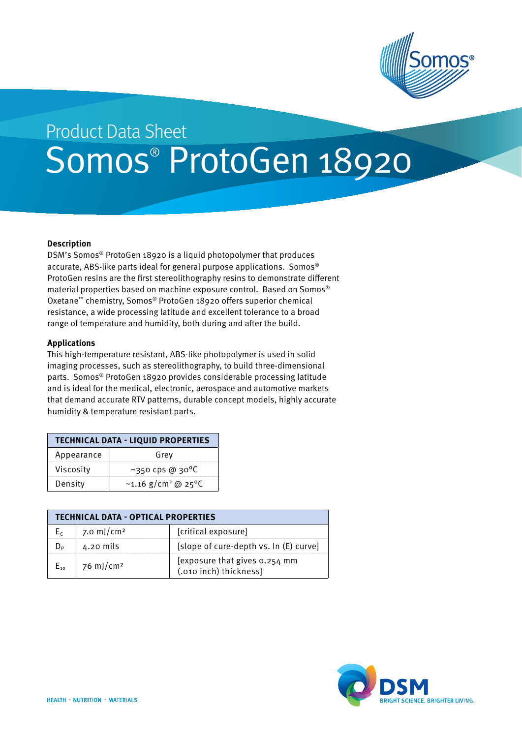Product Data Sheet

# Somos® ProtoGen 18920

## Description

DSM's Somos® ProtoGen 18920 is a liquid photopolymer that produces accurate, ABS-like parts ideal for general purpose applications. Somos® ProtoGen resins are the first stereolithography resins to demonstrate different material properties based on machine exposure control. Based on Somos® Oxetane™ chemistry, Somos® ProtoGen 18920 offers superior chemical resistance, a wide processing latitude and excellent tolerance to a broad range of temperature and humidity, both during and after the build.

## Applications

This high-temperature resistant, ABS-like photopolymer is used in solid imaging processes, such as stereolithography, to build three-dimensional parts. Somos® ProtoGen 18920 provides considerable processing latitude and is ideal for the medical, electronic, aerospace and automotive markets that demand accurate RTV patterns, durable concept models, highly accurate humidity & temperature resistant parts.

| TECHNICAL DATA - LIQUID PROPERTIES | |
|---|---|
| Appearance | Grey |
| Viscosity | ~350 cps @ 30°C |
| Density | ~1.16 g/cm³ @ 25°C |

| TECHNICAL DATA - OPTICAL PROPERTIES | | |
|---|---|---|
| $E_C$ | 7.0 mJ/cm² | [critical exposure] |
| $D_P$ | 4.20 mils | [slope of cure-depth vs. ln (E) curve] |
| $E_{10}$ | 76 mJ/cm² | [exposure that gives 0.254 mm (.010 inch) thickness] |

HEALTH · NUTRITION · MATERIALS

DSM BRIGHT SCIENCE. BRIGHTER LIVING.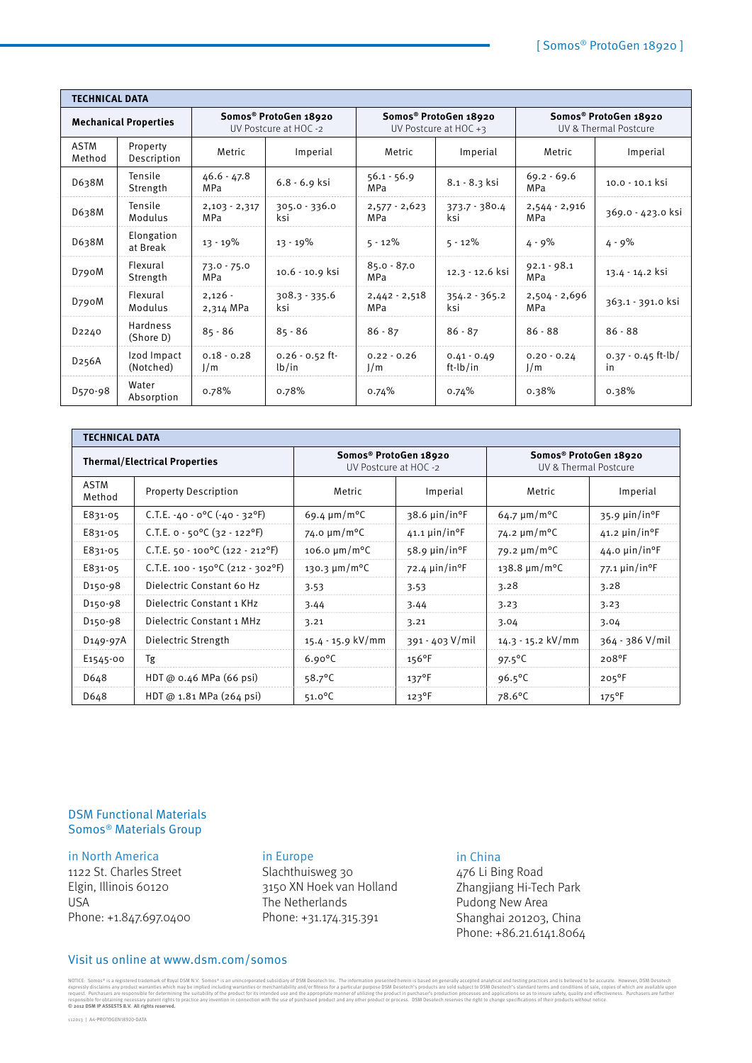## TECHNICAL DATA

| Mechanical Properties | | Somos® ProtoGen 18920 UV Postcure at HOC -2 | | Somos® ProtoGen 18920 UV Postcure at HOC +3 | | Somos® ProtoGen 18920 UV & Thermal Postcure | |
|---|---|---|---|---|---|---|---|
| ASTM Method | Property Description | Metric | Imperial | Metric | Imperial | Metric | Imperial |
| D638M | Tensile Strength | 46.6 - 47.8 MPa | 6.8 - 6.9 ksi | 56.1 - 56.9 MPa | 8.1 - 8.3 ksi | 69.2 - 69.6 MPa | 10.0 - 10.1 ksi |
| D638M | Tensile Modulus | 2,103 - 2,317 MPa | 305.0 - 336.0 ksi | 2,577 - 2,623 MPa | 373.7 - 380.4 ksi | 2,544 - 2,916 MPa | 369.0 - 423.0 ksi |
| D638M | Elongation at Break | 13 - 19% | 13 - 19% | 5 - 12% | 5 - 12% | 4 - 9% | 4 - 9% |
| D790M | Flexural Strength | 73.0 - 75.0 MPa | 10.6 - 10.9 ksi | 85.0 - 87.0 MPa | 12.3 - 12.6 ksi | 92.1 - 98.1 MPa | 13.4 - 14.2 ksi |
| D790M | Flexural Modulus | 2,126 - 2,314 MPa | 308.3 - 335.6 ksi | 2,442 - 2,518 MPa | 354.2 - 365.2 ksi | 2,504 - 2,696 MPa | 363.1 - 391.0 ksi |
| D2240 | Hardness (Shore D) | 85 - 86 | 85 - 86 | 86 - 87 | 86 - 87 | 86 - 88 | 86 - 88 |
| D256A | Izod Impact (Notched) | 0.18 - 0.28 J/m | 0.26 - 0.52 ft-lb/in | 0.22 - 0.26 J/m | 0.41 - 0.49 ft-lb/in | 0.20 - 0.24 J/m | 0.37 - 0.45 ft-lb/in |
| D570-98 | Water Absorption | 0.78% | 0.78% | 0.74% | 0.74% | 0.38% | 0.38% |

## TECHNICAL DATA

| Thermal/Electrical Properties | | Somos® ProtoGen 18920 UV Postcure at HOC -2 | | Somos® ProtoGen 18920 UV & Thermal Postcure | |
|---|---|---|---|---|---|
| ASTM Method | Property Description | Metric | Imperial | Metric | Imperial |
| E831-05 | C.T.E. -40 - 0°C (-40 - 32°F) | 69.4 μm/m°C | 38.6 μin/in°F | 64.7 μm/m°C | 35.9 μin/in°F |
| E831-05 | C.T.E. 0 - 50°C (32 - 122°F) | 74.0 μm/m°C | 41.1 μin/in°F | 74.2 μm/m°C | 41.2 μin/in°F |
| E831-05 | C.T.E. 50 - 100°C (122 - 212°F) | 106.0 μm/m°C | 58.9 μin/in°F | 79.2 μm/m°C | 44.0 μin/in°F |
| E831-05 | C.T.E. 100 - 150°C (212 - 302°F) | 130.3 μm/m°C | 72.4 μin/in°F | 138.8 μm/m°C | 77.1 μin/in°F |
| D150-98 | Dielectric Constant 60 Hz | 3.53 | 3.53 | 3.28 | 3.28 |
| D150-98 | Dielectric Constant 1 KHz | 3.44 | 3.44 | 3.23 | 3.23 |
| D150-98 | Dielectric Constant 1 MHz | 3.21 | 3.21 | 3.04 | 3.04 |
| D149-97A | Dielectric Strength | 15.4 - 15.9 kV/mm | 391 - 403 V/mil | 14.3 - 15.2 kV/mm | 364 - 386 V/mil |
| E1545-00 | Tg | 6.90°C | 156°F | 97.5°C | 208°F |
| D648 | HDT @ 0.46 MPa (66 psi) | 58.7°C | 137°F | 96.5°C | 205°F |
| D648 | HDT @ 1.81 MPa (264 psi) | 51.0°C | 123°F | 78.6°C | 175°F |

DSM Functional Materials
Somos® Materials Group

**in North America**
1122 St. Charles Street
Elgin, Illinois 60120
USA
Phone: +1.847.697.0400

**in Europe**
Slachthuisweg 30
3150 XN Hoek van Holland
The Netherlands
Phone: +31.174.315.391

**in China**
476 Li Bing Road
Zhangjiang Hi-Tech Park
Pudong New Area
Shanghai 201203, China
Phone: +86.21.6141.8064

Visit us online at www.dsm.com/somos

NOTICE: Somos® is a registered trademark of Royal DSM N.V. Somos® is an unincorporated subsidiary of DSM Desotech Inc. The information presented herein is based on generally accepted analytical and testing practices and is believed to be accurate. However, DSM Desotech expressly disclaims any product warranties which may be implied including warranties or merchantability and/or fitness for a particular purpose DSM Desotech's products are sold subject to DSM Desotech's standard terms and conditions of sale, copies of which are available upon request. Purchasers are responsible for determining the suitability of the product for its intended use and the appropriate manner of utilizing the product in purchaser's production processes and applications so as to insure safety, quality and effectiveness. Purchasers are further responsible for obtaining necessary patent rights to practice any invention in connection with the use of purchased product and any other product or process. DSM Desotech reserves the right to change specifications of their products without notice.
**© 2012 DSM IP ASSESTS B.V. All rights reserved.**

112013 | A4-PROTOGEN18920-DATA